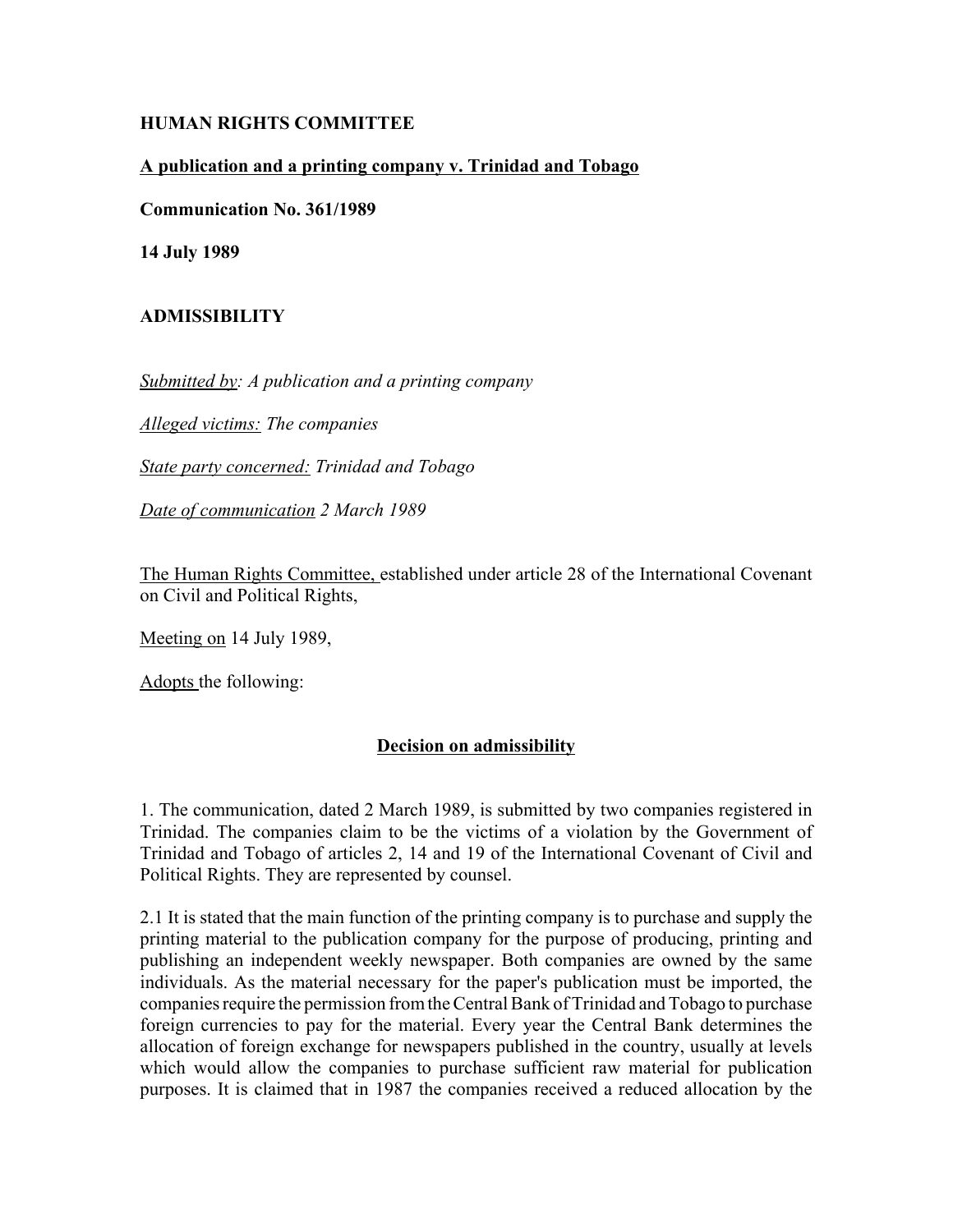**HUMAN RIGHTS COMMITTEE**

**A publication and a printing company v. Trinidad and Tobago**

**Communication No. 361/1989**

**14 July 1989**

**ADMISSIBILITY**

*Submitted by: A publication and a printing company*

*Alleged victims: The companies*

*State party concerned: Trinidad and Tobago*

*Date of communication 2 March 1989*

The Human Rights Committee, established under article 28 of the International Covenant on Civil and Political Rights,

Meeting on 14 July 1989,

Adopts the following:

**Decision on admissibility**

1. The communication, dated 2 March 1989, is submitted by two companies registered in Trinidad. The companies claim to be the victims of a violation by the Government of Trinidad and Tobago of articles 2, 14 and 19 of the International Covenant of Civil and Political Rights. They are represented by counsel.

2.1 It is stated that the main function of the printing company is to purchase and supply the printing material to the publication company for the purpose of producing, printing and publishing an independent weekly newspaper. Both companies are owned by the same individuals. As the material necessary for the paper's publication must be imported, the companies require the permission from the Central Bank of Trinidad and Tobago to purchase foreign currencies to pay for the material. Every year the Central Bank determines the allocation of foreign exchange for newspapers published in the country, usually at levels which would allow the companies to purchase sufficient raw material for publication purposes. It is claimed that in 1987 the companies received a reduced allocation by the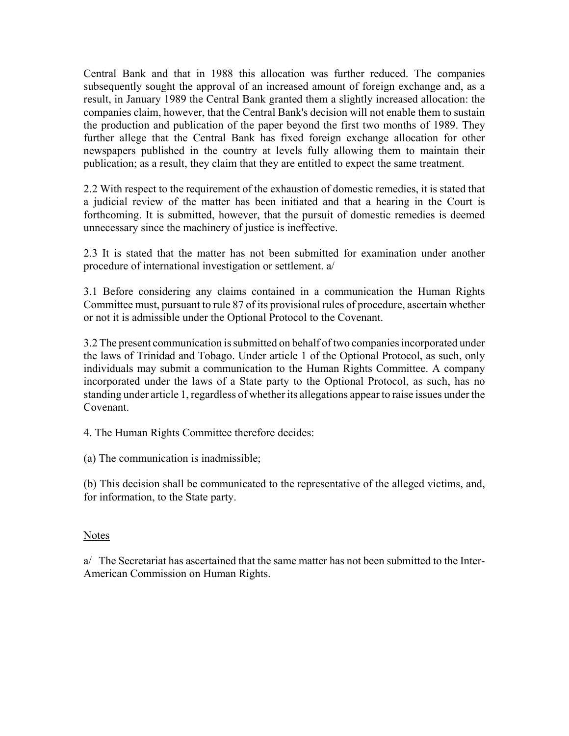Central Bank and that in 1988 this allocation was further reduced. The companies subsequently sought the approval of an increased amount of foreign exchange and, as a result, in January 1989 the Central Bank granted them a slightly increased allocation: the companies claim, however, that the Central Bank's decision will not enable them to sustain the production and publication of the paper beyond the first two months of 1989. They further allege that the Central Bank has fixed foreign exchange allocation for other newspapers published in the country at levels fully allowing them to maintain their publication; as a result, they claim that they are entitled to expect the same treatment.

2.2 With respect to the requirement of the exhaustion of domestic remedies, it is stated that a judicial review of the matter has been initiated and that a hearing in the Court is forthcoming. It is submitted, however, that the pursuit of domestic remedies is deemed unnecessary since the machinery of justice is ineffective.

2.3 It is stated that the matter has not been submitted for examination under another procedure of international investigation or settlement. a/

3.1 Before considering any claims contained in a communication the Human Rights Committee must, pursuant to rule 87 of its provisional rules of procedure, ascertain whether or not it is admissible under the Optional Protocol to the Covenant.

3.2 The present communication is submitted on behalf of two companies incorporated under the laws of Trinidad and Tobago. Under article 1 of the Optional Protocol, as such, only individuals may submit a communication to the Human Rights Committee. A company incorporated under the laws of a State party to the Optional Protocol, as such, has no standing under article 1, regardless of whether its allegations appear to raise issues under the Covenant.

4. The Human Rights Committee therefore decides:

(a) The communication is inadmissible;

(b) This decision shall be communicated to the representative of the alleged victims, and, for information, to the State party.

Notes

a/ The Secretariat has ascertained that the same matter has not been submitted to the Inter-American Commission on Human Rights.